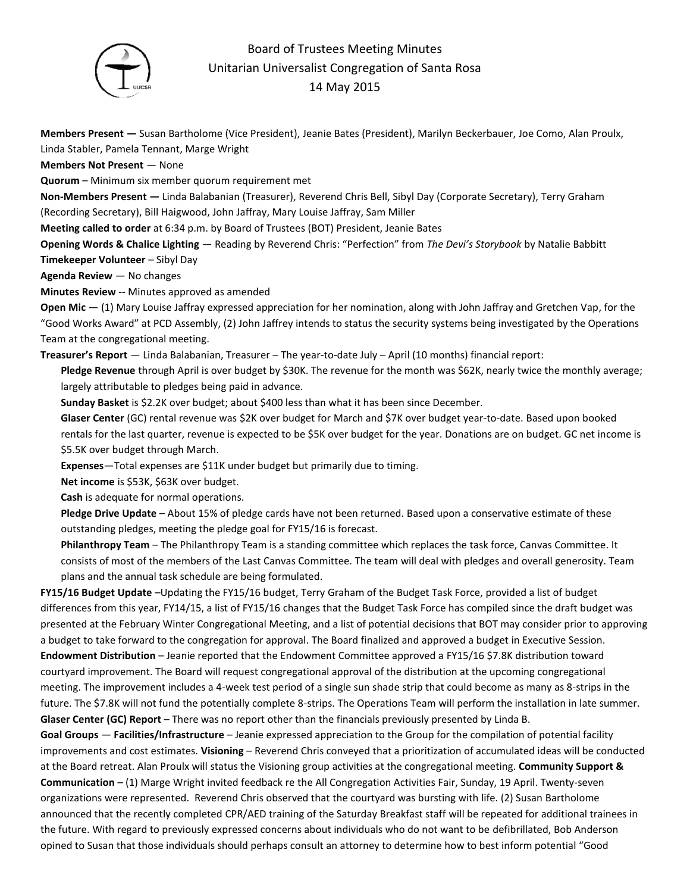# Board of Trustees Meeting Minutes
## Unitarian Universalist Congregation of Santa Rosa
## 14 May 2015

**Members Present —** Susan Bartholome (Vice President), Jeanie Bates (President), Marilyn Beckerbauer, Joe Como, Alan Proulx, Linda Stabler, Pamela Tennant, Marge Wright

**Members Not Present** — None

**Quorum** – Minimum six member quorum requirement met

**Non-Members Present —** Linda Balabanian (Treasurer), Reverend Chris Bell, Sibyl Day (Corporate Secretary), Terry Graham (Recording Secretary), Bill Haigwood, John Jaffray, Mary Louise Jaffray, Sam Miller

**Meeting called to order** at 6:34 p.m. by Board of Trustees (BOT) President, Jeanie Bates

**Opening Words & Chalice Lighting** — Reading by Reverend Chris: "Perfection" from *The Devi's Storybook* by Natalie Babbitt

**Timekeeper Volunteer** – Sibyl Day

**Agenda Review** — No changes

**Minutes Review** -- Minutes approved as amended

**Open Mic** — (1) Mary Louise Jaffray expressed appreciation for her nomination, along with John Jaffray and Gretchen Vap, for the "Good Works Award" at PCD Assembly, (2) John Jaffrey intends to status the security systems being investigated by the Operations Team at the congregational meeting.

**Treasurer's Report** — Linda Balabanian, Treasurer – The year-to-date July – April (10 months) financial report:

- **Pledge Revenue** through April is over budget by $30K. The revenue for the month was $62K, nearly twice the monthly average; largely attributable to pledges being paid in advance.
- **Sunday Basket** is $2.2K over budget; about $400 less than what it has been since December.
- **Glaser Center** (GC) rental revenue was $2K over budget for March and $7K over budget year-to-date. Based upon booked rentals for the last quarter, revenue is expected to be $5K over budget for the year. Donations are on budget. GC net income is $5.5K over budget through March.
- **Expenses**—Total expenses are $11K under budget but primarily due to timing.
- **Net income** is $53K, $63K over budget.
- **Cash** is adequate for normal operations.
- **Pledge Drive Update** – About 15% of pledge cards have not been returned. Based upon a conservative estimate of these outstanding pledges, meeting the pledge goal for FY15/16 is forecast.
- **Philanthropy Team** – The Philanthropy Team is a standing committee which replaces the task force, Canvas Committee. It consists of most of the members of the Last Canvas Committee. The team will deal with pledges and overall generosity. Team plans and the annual task schedule are being formulated.

**FY15/16 Budget Update** –Updating the FY15/16 budget, Terry Graham of the Budget Task Force, provided a list of budget differences from this year, FY14/15, a list of FY15/16 changes that the Budget Task Force has compiled since the draft budget was presented at the February Winter Congregational Meeting, and a list of potential decisions that BOT may consider prior to approving a budget to take forward to the congregation for approval. The Board finalized and approved a budget in Executive Session.

**Endowment Distribution** – Jeanie reported that the Endowment Committee approved a FY15/16 $7.8K distribution toward courtyard improvement. The Board will request congregational approval of the distribution at the upcoming congregational meeting. The improvement includes a 4-week test period of a single sun shade strip that could become as many as 8-strips in the future. The $7.8K will not fund the potentially complete 8-strips. The Operations Team will perform the installation in late summer.

**Glaser Center (GC) Report** – There was no report other than the financials previously presented by Linda B.

**Goal Groups** — **Facilities/Infrastructure** – Jeanie expressed appreciation to the Group for the compilation of potential facility improvements and cost estimates. **Visioning** – Reverend Chris conveyed that a prioritization of accumulated ideas will be conducted at the Board retreat. Alan Proulx will status the Visioning group activities at the congregational meeting. **Community Support & Communication** – (1) Marge Wright invited feedback re the All Congregation Activities Fair, Sunday, 19 April. Twenty-seven organizations were represented. Reverend Chris observed that the courtyard was bursting with life. (2) Susan Bartholome announced that the recently completed CPR/AED training of the Saturday Breakfast staff will be repeated for additional trainees in the future. With regard to previously expressed concerns about individuals who do not want to be defibrillated, Bob Anderson opined to Susan that those individuals should perhaps consult an attorney to determine how to best inform potential "Good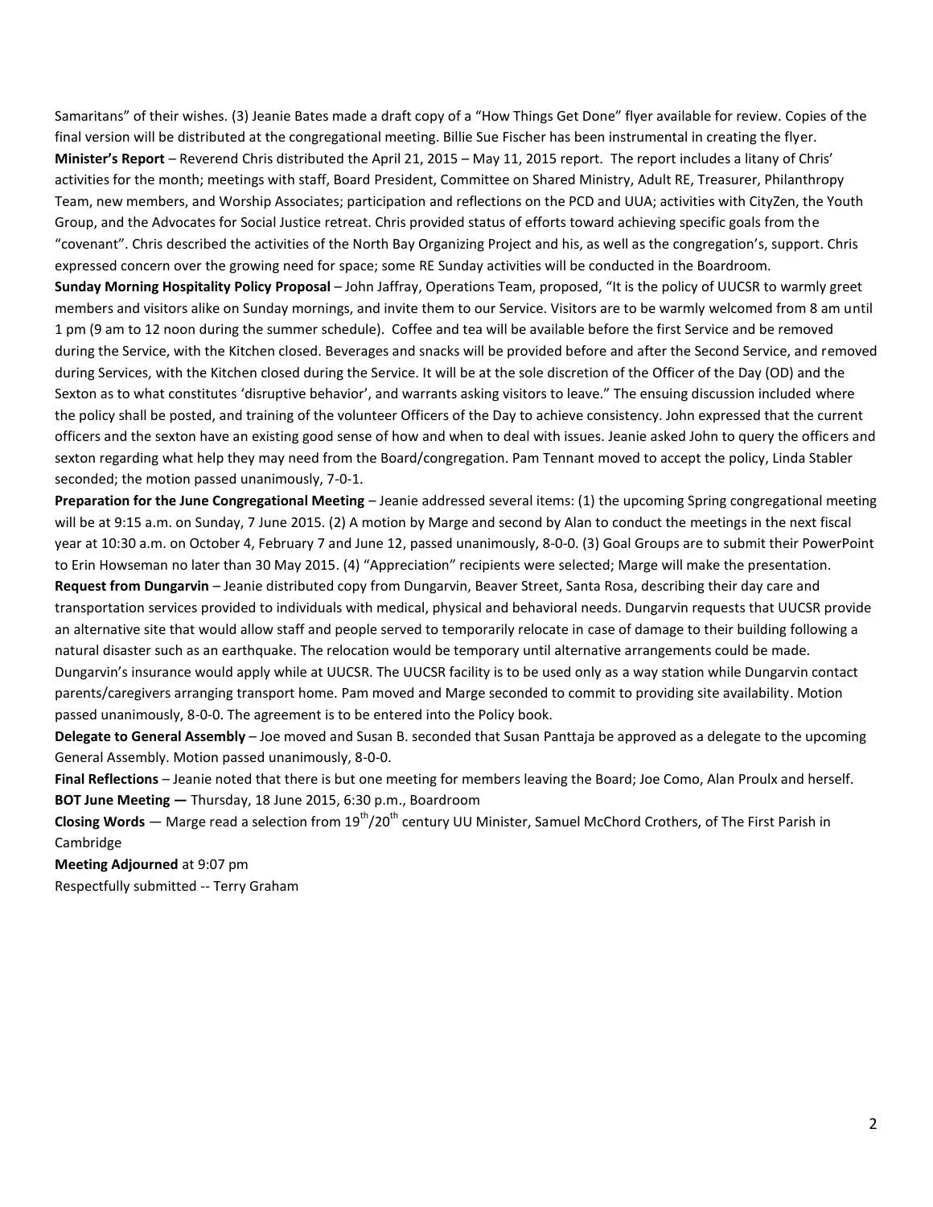Samaritans" of their wishes. (3) Jeanie Bates made a draft copy of a "How Things Get Done" flyer available for review. Copies of the final version will be distributed at the congregational meeting. Billie Sue Fischer has been instrumental in creating the flyer.

**Minister's Report** – Reverend Chris distributed the April 21, 2015 – May 11, 2015 report. The report includes a litany of Chris' activities for the month; meetings with staff, Board President, Committee on Shared Ministry, Adult RE, Treasurer, Philanthropy Team, new members, and Worship Associates; participation and reflections on the PCD and UUA; activities with CityZen, the Youth Group, and the Advocates for Social Justice retreat. Chris provided status of efforts toward achieving specific goals from the "covenant". Chris described the activities of the North Bay Organizing Project and his, as well as the congregation's, support. Chris expressed concern over the growing need for space; some RE Sunday activities will be conducted in the Boardroom.

**Sunday Morning Hospitality Policy Proposal** – John Jaffray, Operations Team, proposed, "It is the policy of UUCSR to warmly greet members and visitors alike on Sunday mornings, and invite them to our Service. Visitors are to be warmly welcomed from 8 am until 1 pm (9 am to 12 noon during the summer schedule). Coffee and tea will be available before the first Service and be removed during the Service, with the Kitchen closed. Beverages and snacks will be provided before and after the Second Service, and removed during Services, with the Kitchen closed during the Service. It will be at the sole discretion of the Officer of the Day (OD) and the Sexton as to what constitutes 'disruptive behavior', and warrants asking visitors to leave." The ensuing discussion included where the policy shall be posted, and training of the volunteer Officers of the Day to achieve consistency. John expressed that the current officers and the sexton have an existing good sense of how and when to deal with issues. Jeanie asked John to query the officers and sexton regarding what help they may need from the Board/congregation. Pam Tennant moved to accept the policy, Linda Stabler seconded; the motion passed unanimously, 7-0-1.

**Preparation for the June Congregational Meeting** – Jeanie addressed several items: (1) the upcoming Spring congregational meeting will be at 9:15 a.m. on Sunday, 7 June 2015. (2) A motion by Marge and second by Alan to conduct the meetings in the next fiscal year at 10:30 a.m. on October 4, February 7 and June 12, passed unanimously, 8-0-0. (3) Goal Groups are to submit their PowerPoint to Erin Howseman no later than 30 May 2015. (4) "Appreciation" recipients were selected; Marge will make the presentation.

**Request from Dungarvin** – Jeanie distributed copy from Dungarvin, Beaver Street, Santa Rosa, describing their day care and transportation services provided to individuals with medical, physical and behavioral needs. Dungarvin requests that UUCSR provide an alternative site that would allow staff and people served to temporarily relocate in case of damage to their building following a natural disaster such as an earthquake. The relocation would be temporary until alternative arrangements could be made. Dungarvin's insurance would apply while at UUCSR. The UUCSR facility is to be used only as a way station while Dungarvin contact parents/caregivers arranging transport home. Pam moved and Marge seconded to commit to providing site availability. Motion passed unanimously, 8-0-0. The agreement is to be entered into the Policy book.

**Delegate to General Assembly** – Joe moved and Susan B. seconded that Susan Panttaja be approved as a delegate to the upcoming General Assembly. Motion passed unanimously, 8-0-0.

**Final Reflections** – Jeanie noted that there is but one meeting for members leaving the Board; Joe Como, Alan Proulx and herself.

**BOT June Meeting —** Thursday, 18 June 2015, 6:30 p.m., Boardroom

**Closing Words** — Marge read a selection from 19th/20th century UU Minister, Samuel McChord Crothers, of The First Parish in Cambridge

**Meeting Adjourned** at 9:07 pm

Respectfully submitted -- Terry Graham